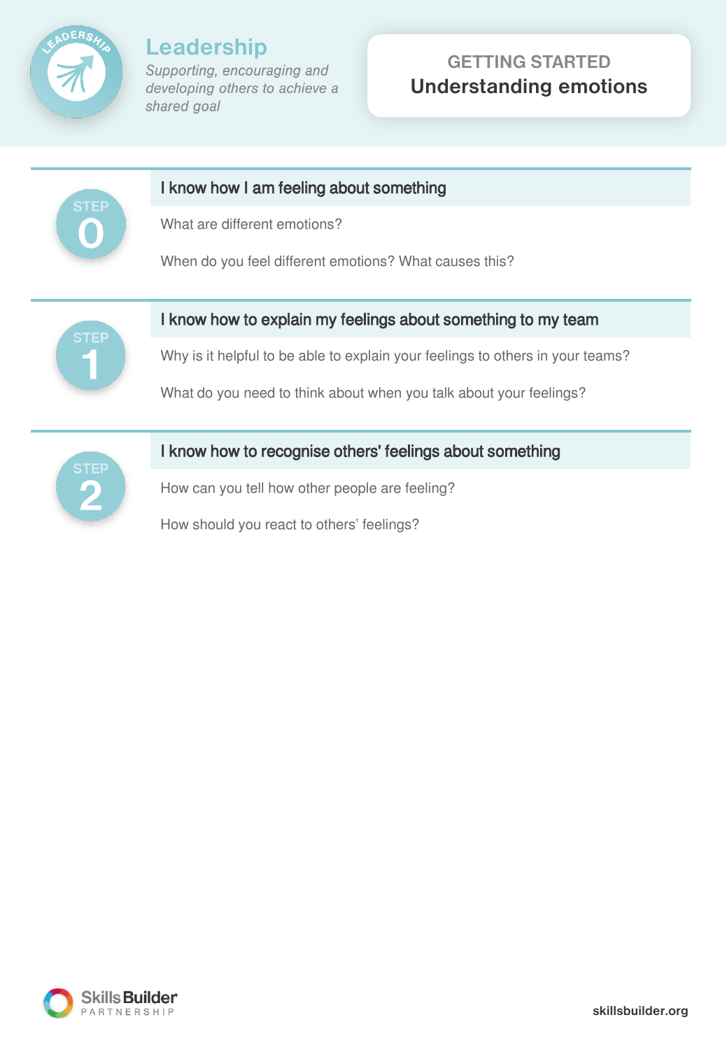# Leadership

*Supporting, encouraging and developing others to achieve a shared goal*

GETTING STARTED

## Understanding emotions

### STEP 0

**I know how I am feeling about something**

What are different emotions?

When do you feel different emotions? What causes this?

### STEP 1

**I know how to explain my feelings about something to my team**

Why is it helpful to be able to explain your feelings to others in your teams?

What do you need to think about when you talk about your feelings?

### STEP 2

**I know how to recognise others' feelings about something**

How can you tell how other people are feeling?

How should you react to others' feelings?

Skills Builder PARTNERSHIP

skillsbuilder.org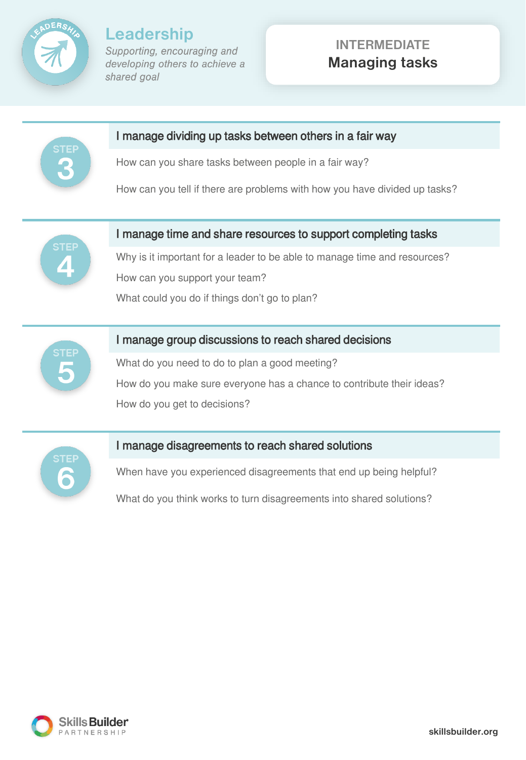# Leadership

*Supporting, encouraging and developing others to achieve a shared goal*

**INTERMEDIATE**
**Managing tasks**

## STEP 3

### I manage dividing up tasks between others in a fair way

How can you share tasks between people in a fair way?

How can you tell if there are problems with how you have divided up tasks?

## STEP 4

### I manage time and share resources to support completing tasks

Why is it important for a leader to be able to manage time and resources?

How can you support your team?

What could you do if things don't go to plan?

## STEP 5

### I manage group discussions to reach shared decisions

What do you need to do to plan a good meeting?

How do you make sure everyone has a chance to contribute their ideas?

How do you get to decisions?

## STEP 6

### I manage disagreements to reach shared solutions

When have you experienced disagreements that end up being helpful?

What do you think works to turn disagreements into shared solutions?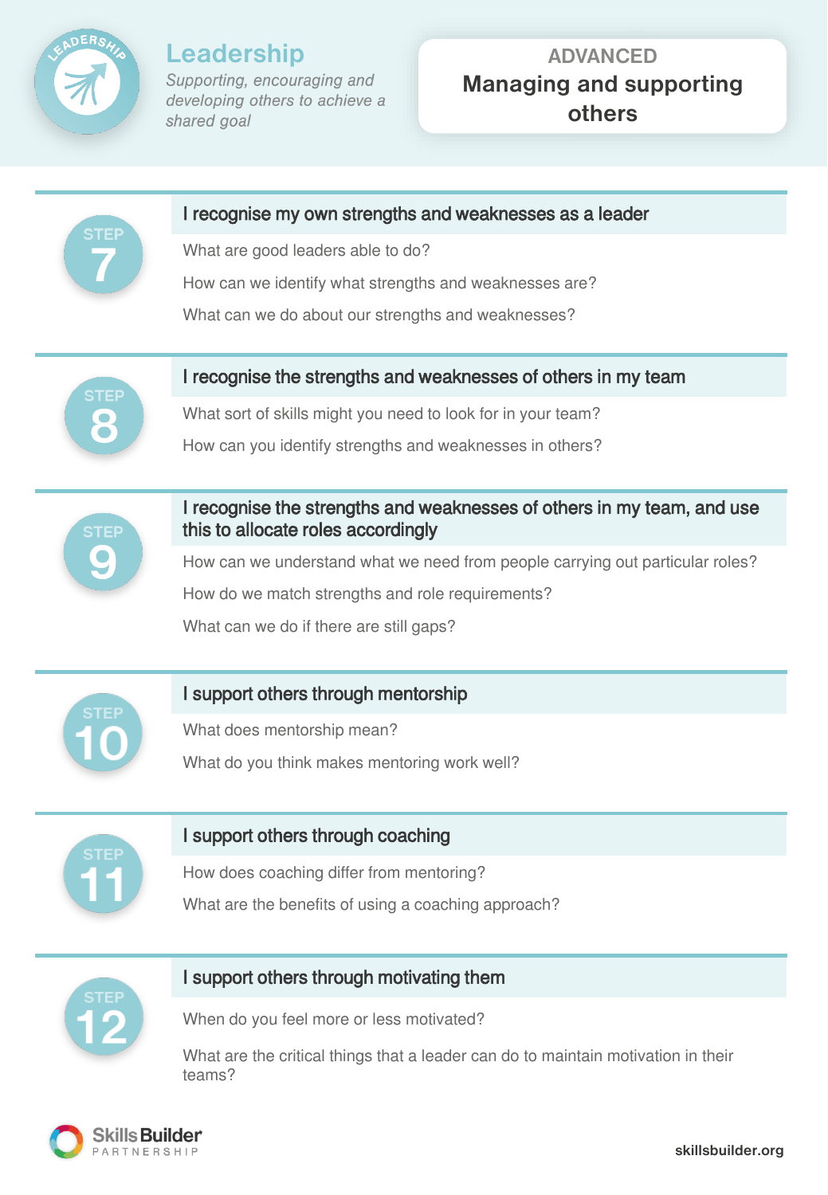# Leadership

*Supporting, encouraging and developing others to achieve a shared goal*

**ADVANCED**
**Managing and supporting others**

## STEP 7

### I recognise my own strengths and weaknesses as a leader

What are good leaders able to do?

How can we identify what strengths and weaknesses are?

What can we do about our strengths and weaknesses?

## STEP 8

### I recognise the strengths and weaknesses of others in my team

What sort of skills might you need to look for in your team?

How can you identify strengths and weaknesses in others?

## STEP 9

### I recognise the strengths and weaknesses of others in my team, and use this to allocate roles accordingly

How can we understand what we need from people carrying out particular roles?

How do we match strengths and role requirements?

What can we do if there are still gaps?

## STEP 10

### I support others through mentorship

What does mentorship mean?

What do you think makes mentoring work well?

## STEP 11

### I support others through coaching

How does coaching differ from mentoring?

What are the benefits of using a coaching approach?

## STEP 12

### I support others through motivating them

When do you feel more or less motivated?

What are the critical things that a leader can do to maintain motivation in their teams?

Skills Builder PARTNERSHIP

skillsbuilder.org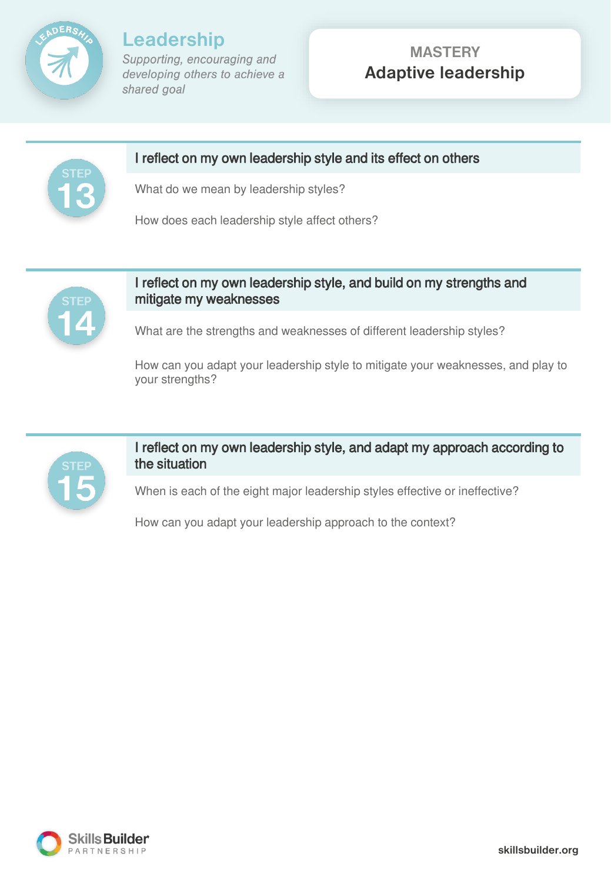# Leadership

*Supporting, encouraging and developing others to achieve a shared goal*

**MASTERY**

**Adaptive leadership**

## STEP 13

### I reflect on my own leadership style and its effect on others

What do we mean by leadership styles?

How does each leadership style affect others?

## STEP 14

### I reflect on my own leadership style, and build on my strengths and mitigate my weaknesses

What are the strengths and weaknesses of different leadership styles?

How can you adapt your leadership style to mitigate your weaknesses, and play to your strengths?

## STEP 15

### I reflect on my own leadership style, and adapt my approach according to the situation

When is each of the eight major leadership styles effective or ineffective?

How can you adapt your leadership approach to the context?

Skills Builder PARTNERSHIP

skillsbuilder.org